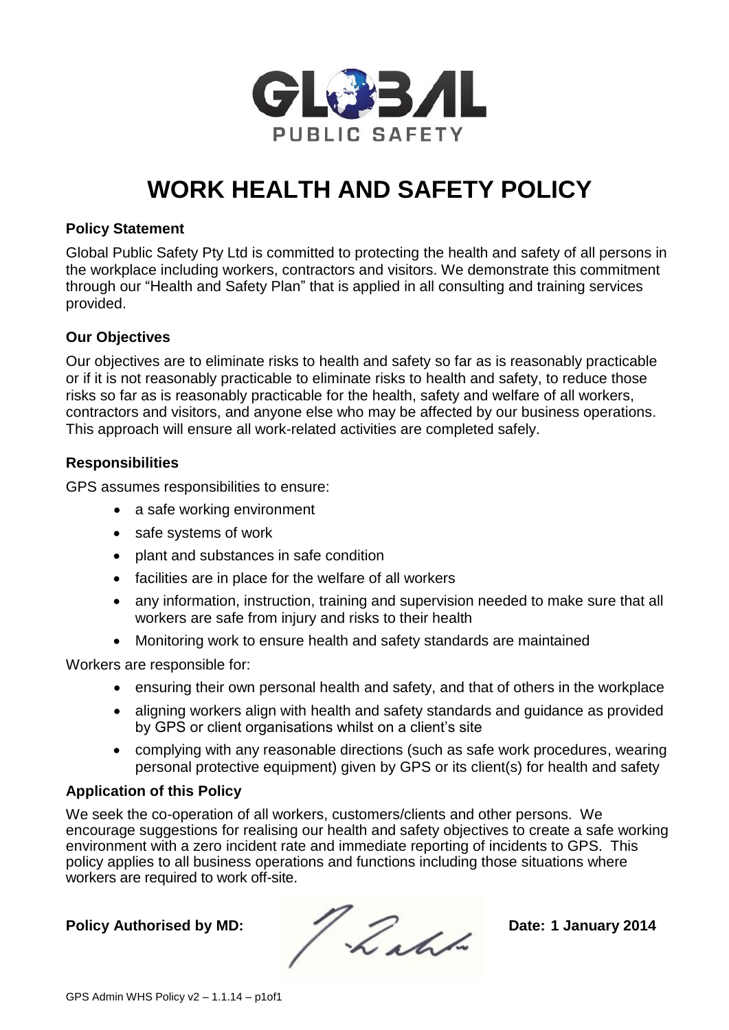GLOBAL PUBLIC SAFETY

# WORK HEALTH AND SAFETY POLICY

**Policy Statement**

Global Public Safety Pty Ltd is committed to protecting the health and safety of all persons in the workplace including workers, contractors and visitors. We demonstrate this commitment through our "Health and Safety Plan" that is applied in all consulting and training services provided.

**Our Objectives**

Our objectives are to eliminate risks to health and safety so far as is reasonably practicable or if it is not reasonably practicable to eliminate risks to health and safety, to reduce those risks so far as is reasonably practicable for the health, safety and welfare of all workers, contractors and visitors, and anyone else who may be affected by our business operations. This approach will ensure all work-related activities are completed safely.

**Responsibilities**

GPS assumes responsibilities to ensure:

- a safe working environment
- safe systems of work
- plant and substances in safe condition
- facilities are in place for the welfare of all workers
- any information, instruction, training and supervision needed to make sure that all workers are safe from injury and risks to their health
- Monitoring work to ensure health and safety standards are maintained

Workers are responsible for:

- ensuring their own personal health and safety, and that of others in the workplace
- aligning workers align with health and safety standards and guidance as provided by GPS or client organisations whilst on a client's site
- complying with any reasonable directions (such as safe work procedures, wearing personal protective equipment) given by GPS or its client(s) for health and safety

**Application of this Policy**

We seek the co-operation of all workers, customers/clients and other persons. We encourage suggestions for realising our health and safety objectives to create a safe working environment with a zero incident rate and immediate reporting of incidents to GPS. This policy applies to all business operations and functions including those situations where workers are required to work off-site.

**Policy Authorised by MD:** **Date: 1 January 2014**

GPS Admin WHS Policy v2 – 1.1.14 – p1of1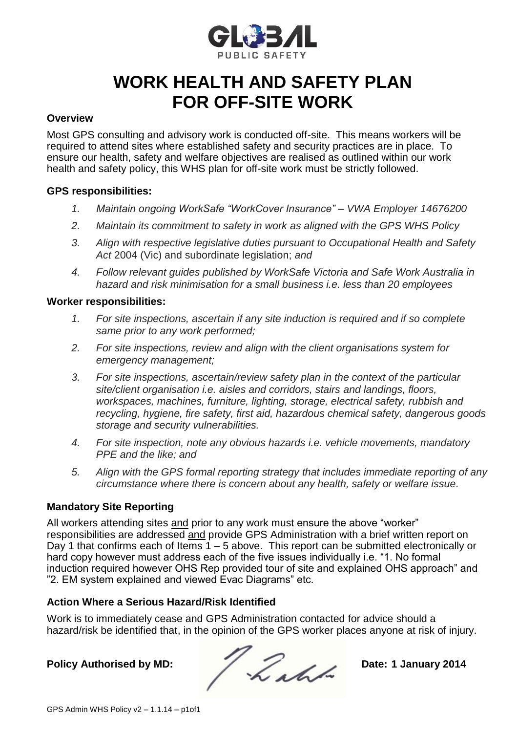# WORK HEALTH AND SAFETY PLAN FOR OFF-SITE WORK

**Overview**

Most GPS consulting and advisory work is conducted off-site. This means workers will be required to attend sites where established safety and security practices are in place. To ensure our health, safety and welfare objectives are realised as outlined within our work health and safety policy, this WHS plan for off-site work must be strictly followed.

**GPS responsibilities:**

1. *Maintain ongoing WorkSafe "WorkCover Insurance" – VWA Employer 14676200*
2. *Maintain its commitment to safety in work as aligned with the GPS WHS Policy*
3. *Align with respective legislative duties pursuant to Occupational Health and Safety Act* 2004 (Vic) and subordinate legislation; *and*
4. *Follow relevant guides published by WorkSafe Victoria and Safe Work Australia in hazard and risk minimisation for a small business i.e. less than 20 employees*

**Worker responsibilities:**

1. *For site inspections, ascertain if any site induction is required and if so complete same prior to any work performed;*
2. *For site inspections, review and align with the client organisations system for emergency management;*
3. *For site inspections, ascertain/review safety plan in the context of the particular site/client organisation i.e. aisles and corridors, stairs and landings, floors, workspaces, machines, furniture, lighting, storage, electrical safety, rubbish and recycling, hygiene, fire safety, first aid, hazardous chemical safety, dangerous goods storage and security vulnerabilities.*
4. *For site inspection, note any obvious hazards i.e. vehicle movements, mandatory PPE and the like; and*
5. *Align with the GPS formal reporting strategy that includes immediate reporting of any circumstance where there is concern about any health, safety or welfare issue.*

**Mandatory Site Reporting**

All workers attending sites and prior to any work must ensure the above "worker" responsibilities are addressed and provide GPS Administration with a brief written report on Day 1 that confirms each of Items 1 – 5 above. This report can be submitted electronically or hard copy however must address each of the five issues individually i.e. "1. No formal induction required however OHS Rep provided tour of site and explained OHS approach" and "2. EM system explained and viewed Evac Diagrams" etc.

**Action Where a Serious Hazard/Risk Identified**

Work is to immediately cease and GPS Administration contacted for advice should a hazard/risk be identified that, in the opinion of the GPS worker places anyone at risk of injury.

**Policy Authorised by MD:** **Date: 1 January 2014**